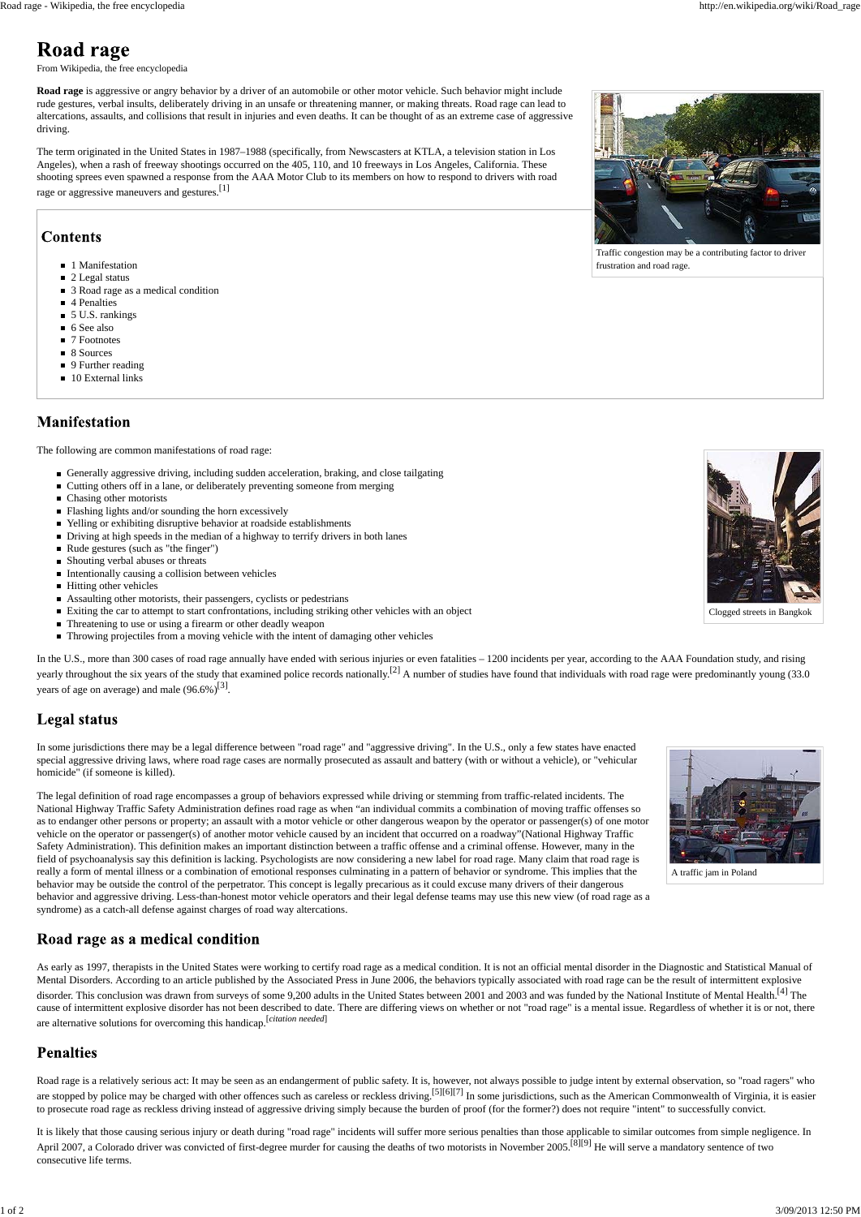# Road rage

From Wikipedia, the free encyclopedia

**Road rage** is aggressive or angry behavior by a driver of an automobile or other motor vehicle. Such behavior might include rude gestures, verbal insults, deliberately driving in an unsafe or threatening manner, or making threats. Road rage can lead to altercations, assaults, and collisions that result in injuries and even deaths. It can be thought of as an extreme case of aggressive driving.

The term originated in the United States in 1987–1988 (specifically, from Newscasters at KTLA, a television station in Los Angeles), when a rash of freeway shootings occurred on the 405, 110, and 10 freeways in Los Angeles, California. These shooting sprees even spawned a response from the AAA Motor Club to its members on how to respond to drivers with road rage or aggressive maneuvers and gestures.[1]

Traffic congestion may be a contributing factor to driver frustration and road rage.

## Contents

- 1 Manifestation
- 2 Legal status
- 3 Road rage as a medical condition
- 4 Penalties
- 5 U.S. rankings
- 6 See also
- 7 Footnotes
- 8 Sources
- 9 Further reading
- 10 External links

## Manifestation

The following are common manifestations of road rage:

- Generally aggressive driving, including sudden acceleration, braking, and close tailgating
- Cutting others off in a lane, or deliberately preventing someone from merging
- Chasing other motorists
- Flashing lights and/or sounding the horn excessively
- Yelling or exhibiting disruptive behavior at roadside establishments
- Driving at high speeds in the median of a highway to terrify drivers in both lanes
- Rude gestures (such as "the finger")
- Shouting verbal abuses or threats
- Intentionally causing a collision between vehicles
- Hitting other vehicles
- Assaulting other motorists, their passengers, cyclists or pedestrians
- Exiting the car to attempt to start confrontations, including striking other vehicles with an object
- Threatening to use or using a firearm or other deadly weapon
- Throwing projectiles from a moving vehicle with the intent of damaging other vehicles

Clogged streets in Bangkok

In the U.S., more than 300 cases of road rage annually have ended with serious injuries or even fatalities – 1200 incidents per year, according to the AAA Foundation study, and rising yearly throughout the six years of the study that examined police records nationally.[2] A number of studies have found that individuals with road rage were predominantly young (33.0 years of age on average) and male (96.6%)[3].

## Legal status

In some jurisdictions there may be a legal difference between "road rage" and "aggressive driving". In the U.S., only a few states have enacted special aggressive driving laws, where road rage cases are normally prosecuted as assault and battery (with or without a vehicle), or "vehicular homicide" (if someone is killed).

The legal definition of road rage encompasses a group of behaviors expressed while driving or stemming from traffic-related incidents. The National Highway Traffic Safety Administration defines road rage as when "an individual commits a combination of moving traffic offenses so as to endanger other persons or property; an assault with a motor vehicle or other dangerous weapon by the operator or passenger(s) of one motor vehicle on the operator or passenger(s) of another motor vehicle caused by an incident that occurred on a roadway"(National Highway Traffic Safety Administration). This definition makes an important distinction between a traffic offense and a criminal offense. However, many in the field of psychoanalysis say this definition is lacking. Psychologists are now considering a new label for road rage. Many claim that road rage is really a form of mental illness or a combination of emotional responses culminating in a pattern of behavior or syndrome. This implies that the behavior may be outside the control of the perpetrator. This concept is legally precarious as it could excuse many drivers of their dangerous behavior and aggressive driving. Less-than-honest motor vehicle operators and their legal defense teams may use this new view (of road rage as a syndrome) as a catch-all defense against charges of road way altercations.

A traffic jam in Poland

## Road rage as a medical condition

As early as 1997, therapists in the United States were working to certify road rage as a medical condition. It is not an official mental disorder in the Diagnostic and Statistical Manual of Mental Disorders. According to an article published by the Associated Press in June 2006, the behaviors typically associated with road rage can be the result of intermittent explosive disorder. This conclusion was drawn from surveys of some 9,200 adults in the United States between 2001 and 2003 and was funded by the National Institute of Mental Health.[4] The cause of intermittent explosive disorder has not been described to date. There are differing views on whether or not "road rage" is a mental issue. Regardless of whether it is or not, there are alternative solutions for overcoming this handicap.[*citation needed*]

## Penalties

Road rage is a relatively serious act: It may be seen as an endangerment of public safety. It is, however, not always possible to judge intent by external observation, so "road ragers" who are stopped by police may be charged with other offences such as careless or reckless driving.[5][6][7] In some jurisdictions, such as the American Commonwealth of Virginia, it is easier to prosecute road rage as reckless driving instead of aggressive driving simply because the burden of proof (for the former?) does not require "intent" to successfully convict.

It is likely that those causing serious injury or death during "road rage" incidents will suffer more serious penalties than those applicable to similar outcomes from simple negligence. In April 2007, a Colorado driver was convicted of first-degree murder for causing the deaths of two motorists in November 2005.[8][9] He will serve a mandatory sentence of two consecutive life terms.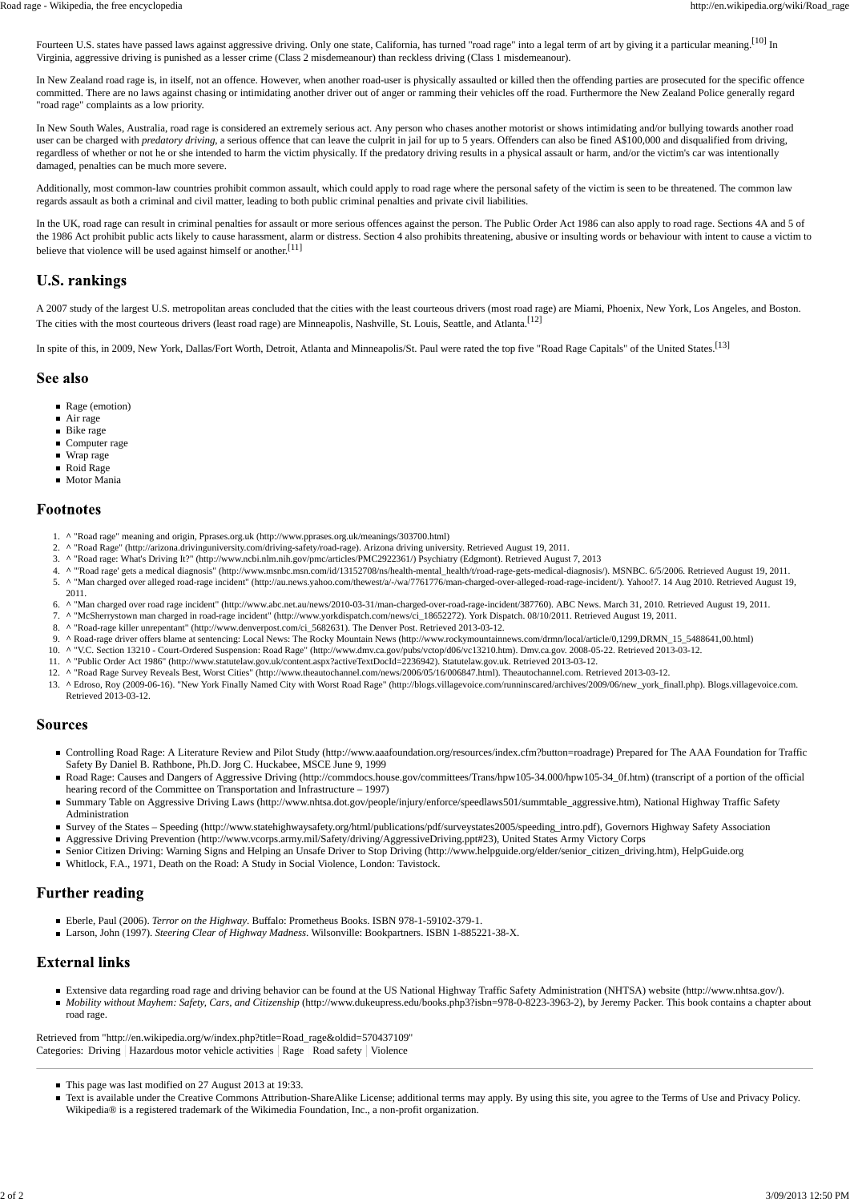Fourteen U.S. states have passed laws against aggressive driving. Only one state, California, has turned "road rage" into a legal term of art by giving it a particular meaning.[10] In Virginia, aggressive driving is punished as a lesser crime (Class 2 misdemeanour) than reckless driving (Class 1 misdemeanour).

In New Zealand road rage is, in itself, not an offence. However, when another road-user is physically assaulted or killed then the offending parties are prosecuted for the specific offence committed. There are no laws against chasing or intimidating another driver out of anger or ramming their vehicles off the road. Furthermore the New Zealand Police generally regard "road rage" complaints as a low priority.

In New South Wales, Australia, road rage is considered an extremely serious act. Any person who chases another motorist or shows intimidating and/or bullying towards another road user can be charged with *predatory driving*, a serious offence that can leave the culprit in jail for up to 5 years. Offenders can also be fined A$100,000 and disqualified from driving, regardless of whether or not he or she intended to harm the victim physically. If the predatory driving results in a physical assault or harm, and/or the victim's car was intentionally damaged, penalties can be much more severe.

Additionally, most common-law countries prohibit common assault, which could apply to road rage where the personal safety of the victim is seen to be threatened. The common law regards assault as both a criminal and civil matter, leading to both public criminal penalties and private civil liabilities.

In the UK, road rage can result in criminal penalties for assault or more serious offences against the person. The Public Order Act 1986 can also apply to road rage. Sections 4A and 5 of the 1986 Act prohibit public acts likely to cause harassment, alarm or distress. Section 4 also prohibits threatening, abusive or insulting words or behaviour with intent to cause a victim to believe that violence will be used against himself or another.[11]

## U.S. rankings

A 2007 study of the largest U.S. metropolitan areas concluded that the cities with the least courteous drivers (most road rage) are Miami, Phoenix, New York, Los Angeles, and Boston. The cities with the most courteous drivers (least road rage) are Minneapolis, Nashville, St. Louis, Seattle, and Atlanta.[12]

In spite of this, in 2009, New York, Dallas/Fort Worth, Detroit, Atlanta and Minneapolis/St. Paul were rated the top five "Road Rage Capitals" of the United States.[13]

## See also

- Rage (emotion)
- Air rage
- Bike rage
- Computer rage
- Wrap rage
- Roid Rage
- Motor Mania

## Footnotes

1. ^ "Road rage" meaning and origin, Pprases.org.uk (http://www.pprases.org.uk/meanings/303700.html)
2. ^ "Road Rage" (http://arizona.drivinguniversity.com/driving-safety/road-rage). Arizona driving university. Retrieved August 19, 2011.
3. ^ "Road rage: What's Driving It?" (http://www.ncbi.nlm.nih.gov/pmc/articles/PMC2922361/) Psychiatry (Edgmont). Retrieved August 7, 2013
4. ^ "'Road rage' gets a medical diagnosis" (http://www.msnbc.msn.com/id/13152708/ns/health-mental_health/t/road-rage-gets-medical-diagnosis/). MSNBC. 6/5/2006. Retrieved August 19, 2011.
5. ^ "Man charged over alleged road-rage incident" (http://au.news.yahoo.com/thewest/a/-/wa/7761776/man-charged-over-alleged-road-rage-incident/). Yahoo!7. 14 Aug 2010. Retrieved August 19, 2011.
6. ^ "Man charged over road rage incident" (http://www.abc.net.au/news/2010-03-31/man-charged-over-road-rage-incident/387760). ABC News. March 31, 2010. Retrieved August 19, 2011.
7. ^ "McSherrystown man charged in road-rage incident" (http://www.yorkdispatch.com/news/ci_18652272). York Dispatch. 08/10/2011. Retrieved August 19, 2011.
8. ^ "Road-rage killer unrepentant" (http://www.denverpost.com/ci_5682631). The Denver Post. Retrieved 2013-03-12.
9. ^ Road-rage driver offers blame at sentencing: Local News: The Rocky Mountain News (http://www.rockymountainnews.com/drmn/local/article/0,1299,DRMN_15_5488641,00.html)
10. ^ "V.C. Section 13210 - Court-Ordered Suspension: Road Rage" (http://www.dmv.ca.gov/pubs/vctop/d06/vc13210.htm). Dmv.ca.gov. 2008-05-22. Retrieved 2013-03-12.
11. ^ "Public Order Act 1986" (http://www.statutelaw.gov.uk/content.aspx?activeTextDocId=2236942). Statutelaw.gov.uk. Retrieved 2013-03-12.
12. ^ "Road Rage Survey Reveals Best, Worst Cities" (http://www.theautochannel.com/news/2006/05/16/006847.html). Theautochannel.com. Retrieved 2013-03-12.
13. ^ Edroso, Roy (2009-06-16). "New York Finally Named City with Worst Road Rage" (http://blogs.villagevoice.com/runninscared/archives/2009/06/new_york_finall.php). Blogs.villagevoice.com. Retrieved 2013-03-12.

## Sources

- Controlling Road Rage: A Literature Review and Pilot Study (http://www.aaafoundation.org/resources/index.cfm?button=roadrage) Prepared for The AAA Foundation for Traffic Safety By Daniel B. Rathbone, Ph.D. Jorg C. Huckabee, MSCE June 9, 1999
- Road Rage: Causes and Dangers of Aggressive Driving (http://commdocs.house.gov/committees/Trans/hpw105-34.000/hpw105-34_0f.htm) (transcript of a portion of the official hearing record of the Committee on Transportation and Infrastructure – 1997)
- Summary Table on Aggressive Driving Laws (http://www.nhtsa.dot.gov/people/injury/enforce/speedlaws501/summtable_aggressive.htm), National Highway Traffic Safety Administration
- Survey of the States – Speeding (http://www.statehighwaysafety.org/html/publications/pdf/surveystates2005/speeding_intro.pdf), Governors Highway Safety Association
- Aggressive Driving Prevention (http://www.vcorps.army.mil/Safety/driving/AggressiveDriving.ppt#23), United States Army Victory Corps
- Senior Citizen Driving: Warning Signs and Helping an Unsafe Driver to Stop Driving (http://www.helpguide.org/elder/senior_citizen_driving.htm), HelpGuide.org
- Whitlock, F.A., 1971, Death on the Road: A Study in Social Violence, London: Tavistock.

## Further reading

- Eberle, Paul (2006). *Terror on the Highway*. Buffalo: Prometheus Books. ISBN 978-1-59102-379-1.
- Larson, John (1997). *Steering Clear of Highway Madness*. Wilsonville: Bookpartners. ISBN 1-885221-38-X.

## External links

- Extensive data regarding road rage and driving behavior can be found at the US National Highway Traffic Safety Administration (NHTSA) website (http://www.nhtsa.gov/).
- *Mobility without Mayhem: Safety, Cars, and Citizenship* (http://www.dukeupress.edu/books.php3?isbn=978-0-8223-3963-2), by Jeremy Packer. This book contains a chapter about road rage.

Retrieved from "http://en.wikipedia.org/w/index.php?title=Road_rage&oldid=570437109"
Categories: Driving | Hazardous motor vehicle activities | Rage | Road safety | Violence

- This page was last modified on 27 August 2013 at 19:33.
- Text is available under the Creative Commons Attribution-ShareAlike License; additional terms may apply. By using this site, you agree to the Terms of Use and Privacy Policy. Wikipedia® is a registered trademark of the Wikimedia Foundation, Inc., a non-profit organization.